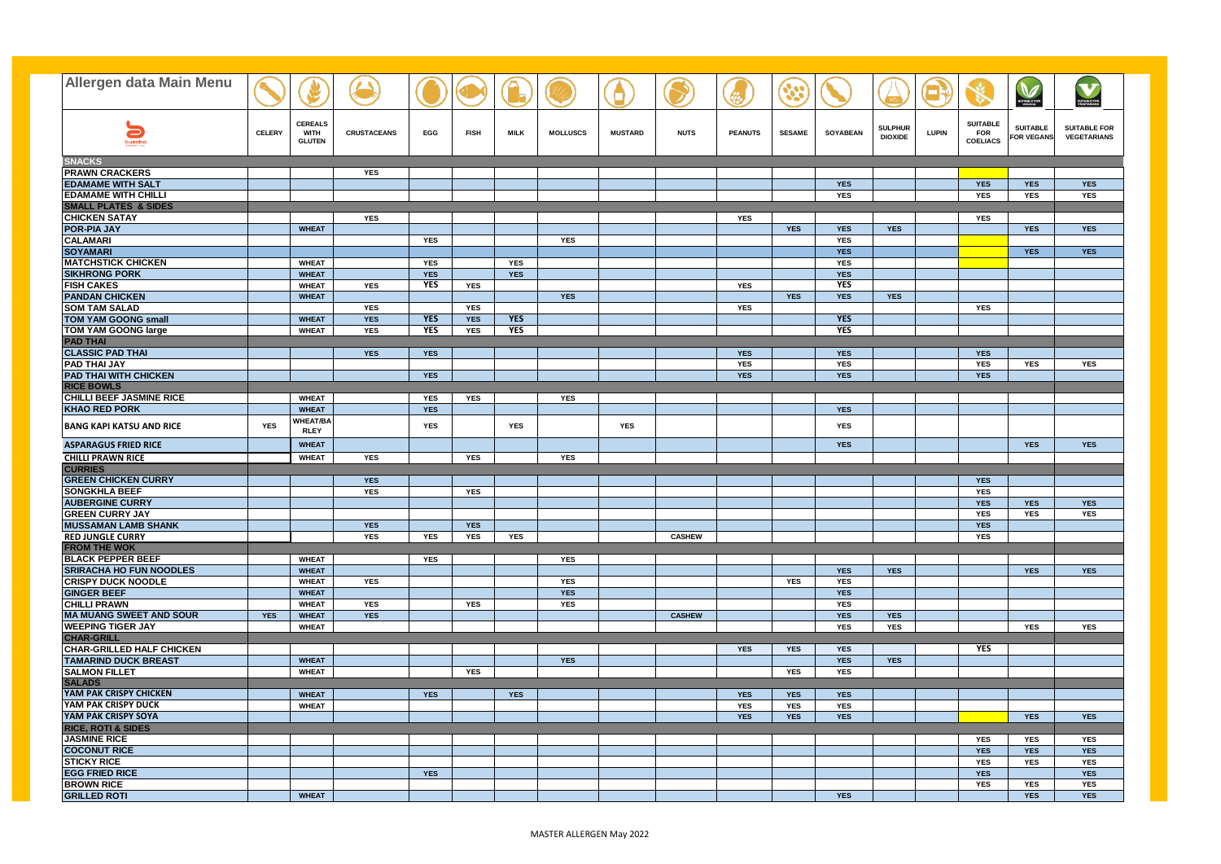# Allergen data Main Menu

| | CELERY | CEREALS WITH GLUTEN | CRUSTACEANS | EGG | FISH | MILK | MOLLUSCS | MUSTARD | NUTS | PEANUTS | SESAME | SOYABEAN | SULPHUR DIOXIDE | LUPIN | SUITABLE FOR COELIACS | SUITABLE FOR VEGANS | SUITABLE FOR VEGETARIANS |
|---|---|---|---|---|---|---|---|---|---|---|---|---|---|---|---|---|---|
| **SNACKS** | | | | | | | | | | | | | | | | | |
| **PRAWN CRACKERS** | | | YES | | | | | | | | | | | | | | |
| **EDAMAME WITH SALT** | | | | | | | | | | | | YES | | | YES | YES | YES |
| **EDAMAME WITH CHILLI** | | | | | | | | | | | | YES | | | YES | YES | YES |
| **SMALL PLATES & SIDES** | | | | | | | | | | | | | | | | | |
| **CHICKEN SATAY** | | | YES | | | | | | | YES | | | | | YES | | |
| **POR-PIA JAY** | | WHEAT | | | | | | | | | YES | YES | YES | | | YES | YES |
| **CALAMARI** | | | | YES | | | YES | | | | | YES | | | | | |
| **SOYAMARI** | | | | | | | | | | | | YES | | | | YES | YES |
| **MATCHSTICK CHICKEN** | | WHEAT | | YES | | YES | | | | | | YES | | | | | |
| **SIKHRONG PORK** | | WHEAT | | YES | | YES | | | | | | YES | | | | | |
| **FISH CAKES** | | WHEAT | YES | YES | YES | | | | | YES | | YES | | | | | |
| **PANDAN CHICKEN** | | WHEAT | | | | | YES | | | | YES | YES | YES | | | | |
| **SOM TAM SALAD** | | | YES | | YES | | | | | YES | | | | | YES | | |
| **TOM YAM GOONG small** | | WHEAT | YES | YES | YES | YES | | | | | | YES | | | | | |
| **TOM YAM GOONG large** | | WHEAT | YES | YES | YES | YES | | | | | | YES | | | | | |
| **PAD THAI** | | | | | | | | | | | | | | | | | |
| **CLASSIC PAD THAI** | | | YES | YES | | | | | | YES | | YES | | | YES | | |
| **PAD THAI JAY** | | | | | | | | | | YES | | YES | | | YES | YES | YES |
| **PAD THAI WITH CHICKEN** | | | | YES | | | | | | YES | | YES | | | YES | | |
| **RICE BOWLS** | | | | | | | | | | | | | | | | | |
| **CHILLI BEEF JASMINE RICE** | | WHEAT | | YES | YES | | YES | | | | | | | | | | |
| **KHAO RED PORK** | | WHEAT | | YES | | | | | | | | YES | | | | | |
| **BANG KAPI KATSU AND RICE** | YES | WHEAT/BARLEY | | YES | | YES | | YES | | | | YES | | | | | |
| **ASPARAGUS FRIED RICE** | | WHEAT | | | | | | | | | | YES | | | | YES | YES |
| **CHILLI PRAWN RICE** | | WHEAT | YES | | YES | | YES | | | | | | | | | | |
| **CURRIES** | | | | | | | | | | | | | | | | | |
| **GREEN CHICKEN CURRY** | | | YES | | | | | | | | | | | | YES | | |
| **SONGKHLA BEEF** | | | YES | | YES | | | | | | | | | | YES | | |
| **AUBERGINE CURRY** | | | | | | | | | | | | | | | YES | YES | YES |
| **GREEN CURRY JAY** | | | | | | | | | | | | | | | YES | YES | YES |
| **MUSSAMAN LAMB SHANK** | | | YES | | YES | | | | | | | | | | YES | | |
| **RED JUNGLE CURRY** | | | YES | YES | YES | YES | | | CASHEW | | | | | | YES | | |
| **FROM THE WOK** | | | | | | | | | | | | | | | | | |
| **BLACK PEPPER BEEF** | | WHEAT | | YES | | | YES | | | | | | | | | | |
| **SRIRACHA HO FUN NOODLES** | | WHEAT | | | | | | | | | | YES | YES | | | YES | YES |
| **CRISPY DUCK NOODLE** | | WHEAT | YES | | | | YES | | | | YES | YES | | | | | |
| **GINGER BEEF** | | WHEAT | | | | | YES | | | | | YES | | | | | |
| **CHILLI PRAWN** | | WHEAT | YES | | YES | | YES | | | | | YES | | | | | |
| **MA MUANG SWEET AND SOUR** | YES | WHEAT | YES | | | | | | CASHEW | | | YES | YES | | | | |
| **WEEPING TIGER JAY** | | WHEAT | | | | | | | | | | YES | YES | | | YES | YES |
| **CHAR-GRILL** | | | | | | | | | | | | | | | | | |
| **CHAR-GRILLED HALF CHICKEN** | | | | | | | | | | YES | YES | YES | | | YES | | |
| **TAMARIND DUCK BREAST** | | WHEAT | | | | | YES | | | | | YES | YES | | | | |
| **SALMON FILLET** | | WHEAT | | | YES | | | | | | YES | YES | | | | | |
| **SALADS** | | | | | | | | | | | | | | | | | |
| **YAM PAK CRISPY CHICKEN** | | WHEAT | | YES | | YES | | | | YES | YES | YES | | | | | |
| **YAM PAK CRISPY DUCK** | | WHEAT | | | | | | | | YES | YES | YES | | | | | |
| **YAM PAK CRISPY SOYA** | | | | | | | | | | YES | YES | YES | | | | YES | YES |
| **RICE, ROTI & SIDES** | | | | | | | | | | | | | | | | | |
| **JASMINE RICE** | | | | | | | | | | | | | | | YES | YES | YES |
| **COCONUT RICE** | | | | | | | | | | | | | | | YES | YES | YES |
| **STICKY RICE** | | | | | | | | | | | | | | | YES | YES | YES |
| **EGG FRIED RICE** | | | | YES | | | | | | | | | | | YES | | YES |
| **BROWN RICE** | | | | | | | | | | | | | | | YES | YES | YES |
| **GRILLED ROTI** | | WHEAT | | | | | | | | | | YES | | | | YES | YES |

MASTER ALLERGEN May 2022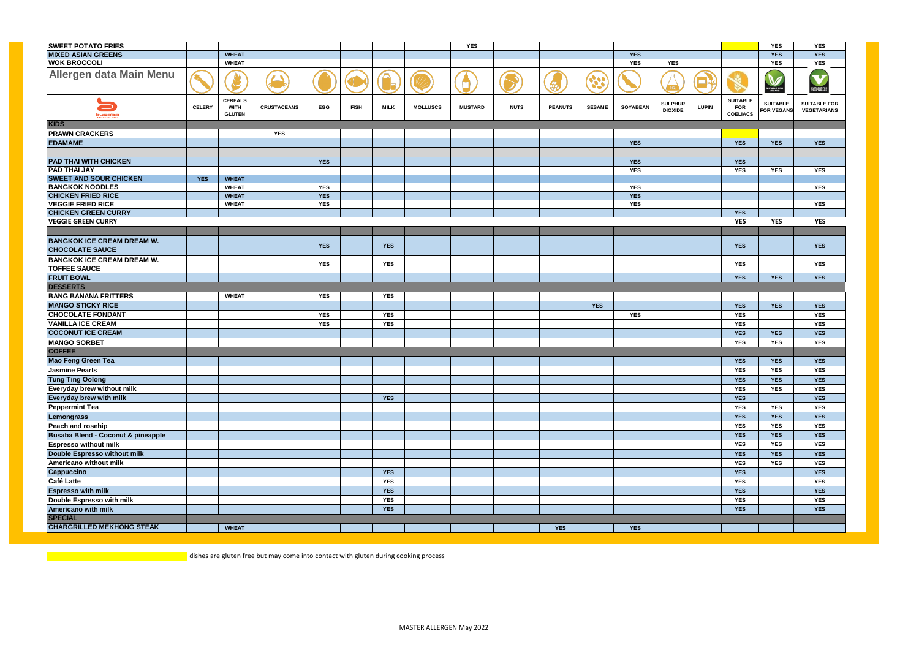| | | | | | | | | | | | | | | | | | |
|---|---|---|---|---|---|---|---|---|---|---|---|---|---|---|---|---|---|
| SWEET POTATO FRIES | | | | | | | | YES | | | | | | | | YES | YES |
| MIXED ASIAN GREENS | | WHEAT | | | | | | | | | | YES | | | | YES | YES |
| WOK BROCCOLI | | WHEAT | | | | | | | | | | YES | YES | | | YES | YES |
| **Allergen data Main Menu** | | | | | | | | | | | | | | | | | |
| | CELERY | CEREALS WITH GLUTEN | CRUSTACEANS | EGG | FISH | MILK | MOLLUSCS | MUSTARD | NUTS | PEANUTS | SESAME | SOYABEAN | SULPHUR DIOXIDE | LUPIN | SUITABLE FOR COELIACS | SUITABLE FOR VEGANS | SUITABLE FOR VEGETARIANS |
| **KIDS** | | | | | | | | | | | | | | | | | |
| PRAWN CRACKERS | | | YES | | | | | | | | | | | | | | |
| EDAMAME | | | | | | | | | | | | YES | | | YES | YES | YES |
| | | | | | | | | | | | | | | | | | |
| PAD THAI WITH CHICKEN | | | | YES | | | | | | | | YES | | | YES | | |
| PAD THAI JAY | | | | | | | | | | | | YES | | | YES | YES | YES |
| SWEET AND SOUR CHICKEN | YES | WHEAT | | | | | | | | | | | | | | | |
| BANGKOK NOODLES | | WHEAT | | YES | | | | | | | | YES | | | | | YES |
| CHICKEN FRIED RICE | | WHEAT | | YES | | | | | | | | YES | | | | | |
| VEGGIE FRIED RICE | | WHEAT | | YES | | | | | | | | YES | | | | | YES |
| CHICKEN GREEN CURRY | | | | | | | | | | | | | | | YES | | |
| VEGGIE GREEN CURRY | | | | | | | | | | | | | | | YES | YES | YES |
| | | | | | | | | | | | | | | | | | |
| BANGKOK ICE CREAM DREAM W. CHOCOLATE SAUCE | | | | YES | | YES | | | | | | | | | YES | | YES |
| BANGKOK ICE CREAM DREAM W. TOFFEE SAUCE | | | | YES | | YES | | | | | | | | | YES | | YES |
| FRUIT BOWL | | | | | | | | | | | | | | | YES | YES | YES |
| **DESSERTS** | | | | | | | | | | | | | | | | | |
| BANG BANANA FRITTERS | | WHEAT | | YES | | YES | | | | | | | | | | | |
| MANGO STICKY RICE | | | | | | | | | | | YES | | | | YES | YES | YES |
| CHOCOLATE FONDANT | | | | YES | | YES | | | | | | YES | | | YES | | YES |
| VANILLA ICE CREAM | | | | YES | | YES | | | | | | | | | YES | | YES |
| COCONUT ICE CREAM | | | | | | | | | | | | | | | YES | YES | YES |
| MANGO SORBET | | | | | | | | | | | | | | | YES | YES | YES |
| **COFFEE** | | | | | | | | | | | | | | | | | |
| Mao Feng Green Tea | | | | | | | | | | | | | | | YES | YES | YES |
| Jasmine Pearls | | | | | | | | | | | | | | | YES | YES | YES |
| Tung Ting Oolong | | | | | | | | | | | | | | | YES | YES | YES |
| Everyday brew without milk | | | | | | | | | | | | | | | YES | YES | YES |
| Everyday brew with milk | | | | | | YES | | | | | | | | | YES | | YES |
| Peppermint Tea | | | | | | | | | | | | | | | YES | YES | YES |
| Lemongrass | | | | | | | | | | | | | | | YES | YES | YES |
| Peach and rosehip | | | | | | | | | | | | | | | YES | YES | YES |
| Busaba Blend - Coconut & pineapple | | | | | | | | | | | | | | | YES | YES | YES |
| Espresso without milk | | | | | | | | | | | | | | | YES | YES | YES |
| Double Espresso without milk | | | | | | | | | | | | | | | YES | YES | YES |
| Americano without milk | | | | | | | | | | | | | | | YES | YES | YES |
| Cappuccino | | | | | | YES | | | | | | | | | YES | | YES |
| Café Latte | | | | | | YES | | | | | | | | | YES | | YES |
| Espresso with milk | | | | | | YES | | | | | | | | | YES | | YES |
| Double Espresso with milk | | | | | | YES | | | | | | | | | YES | | YES |
| Americano with milk | | | | | | YES | | | | | | | | | YES | | YES |
| **SPECIAL** | | | | | | | | | | | | | | | | | |
| CHARGRILLED MEKHONG STEAK | | WHEAT | | | | | | | | YES | | YES | | | | | |

dishes are gluten free but may come into contact with gluten during cooking process

MASTER ALLERGEN May 2022